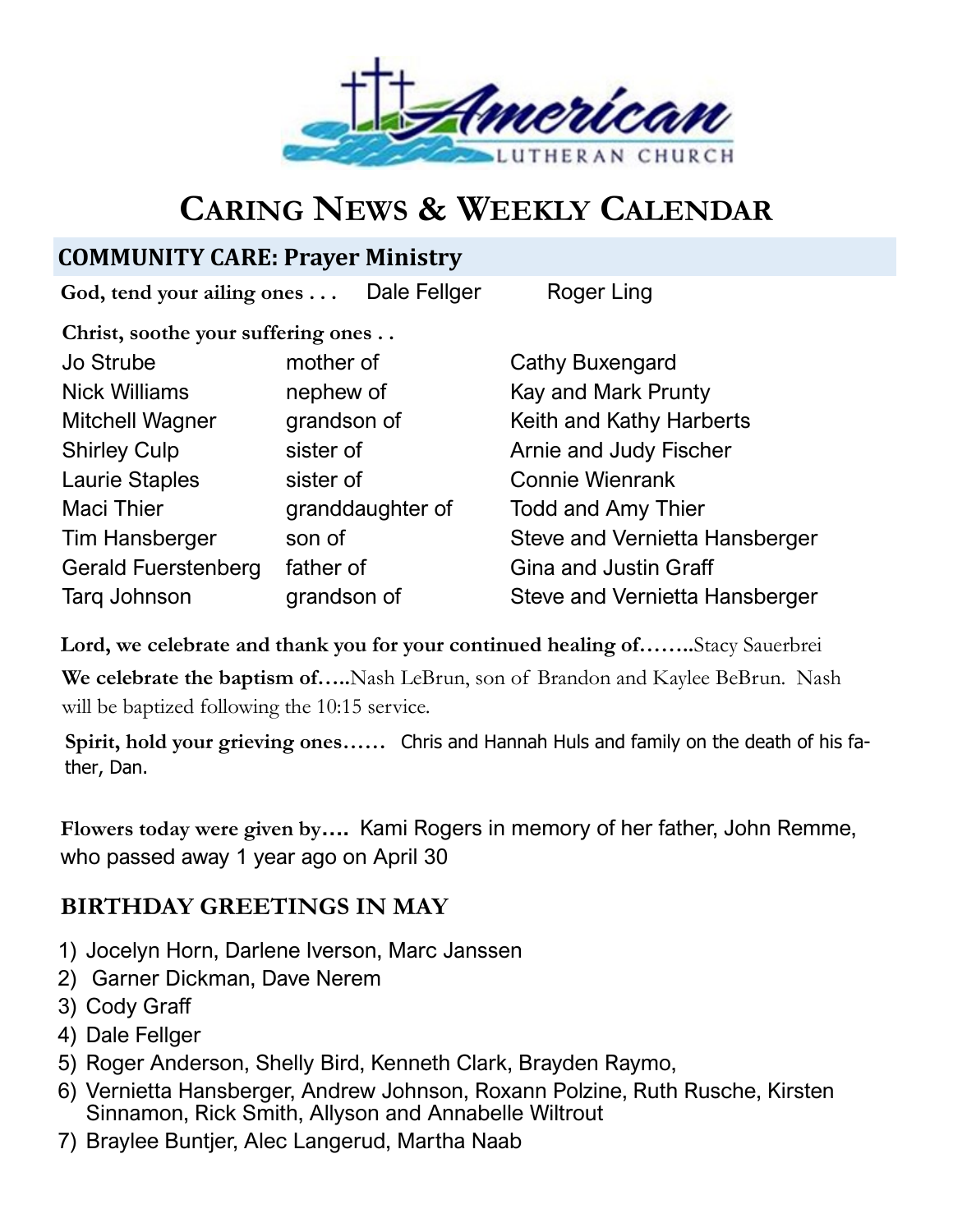American Lutheran Church

# Caring News & Weekly Calendar

## COMMUNITY CARE: Prayer Ministry

**God, tend your ailing ones . . .** Dale Fellger Roger Ling

**Christ, soothe your suffering ones . .**

| | | |
|---|---|---|
| Jo Strube | mother of | Cathy Buxengard |
| Nick Williams | nephew of | Kay and Mark Prunty |
| Mitchell Wagner | grandson of | Keith and Kathy Harberts |
| Shirley Culp | sister of | Arnie and Judy Fischer |
| Laurie Staples | sister of | Connie Wienrank |
| Maci Thier | granddaughter of | Todd and Amy Thier |
| Tim Hansberger | son of | Steve and Vernietta Hansberger |
| Gerald Fuerstenberg | father of | Gina and Justin Graff |
| Tarq Johnson | grandson of | Steve and Vernietta Hansberger |

**Lord, we celebrate and thank you for your continued healing of……..**Stacy Sauerbrei

**We celebrate the baptism of…..**Nash LeBrun, son of Brandon and Kaylee BeBrun. Nash will be baptized following the 10:15 service.

**Spirit, hold your grieving ones……** Chris and Hannah Huls and family on the death of his father, Dan.

**Flowers today were given by….** Kami Rogers in memory of her father, John Remme, who passed away 1 year ago on April 30

## BIRTHDAY GREETINGS IN MAY

1) Jocelyn Horn, Darlene Iverson, Marc Janssen
2) Garner Dickman, Dave Nerem
3) Cody Graff
4) Dale Fellger
5) Roger Anderson, Shelly Bird, Kenneth Clark, Brayden Raymo,
6) Vernietta Hansberger, Andrew Johnson, Roxann Polzine, Ruth Rusche, Kirsten Sinnamon, Rick Smith, Allyson and Annabelle Wiltrout
7) Braylee Buntjer, Alec Langerud, Martha Naab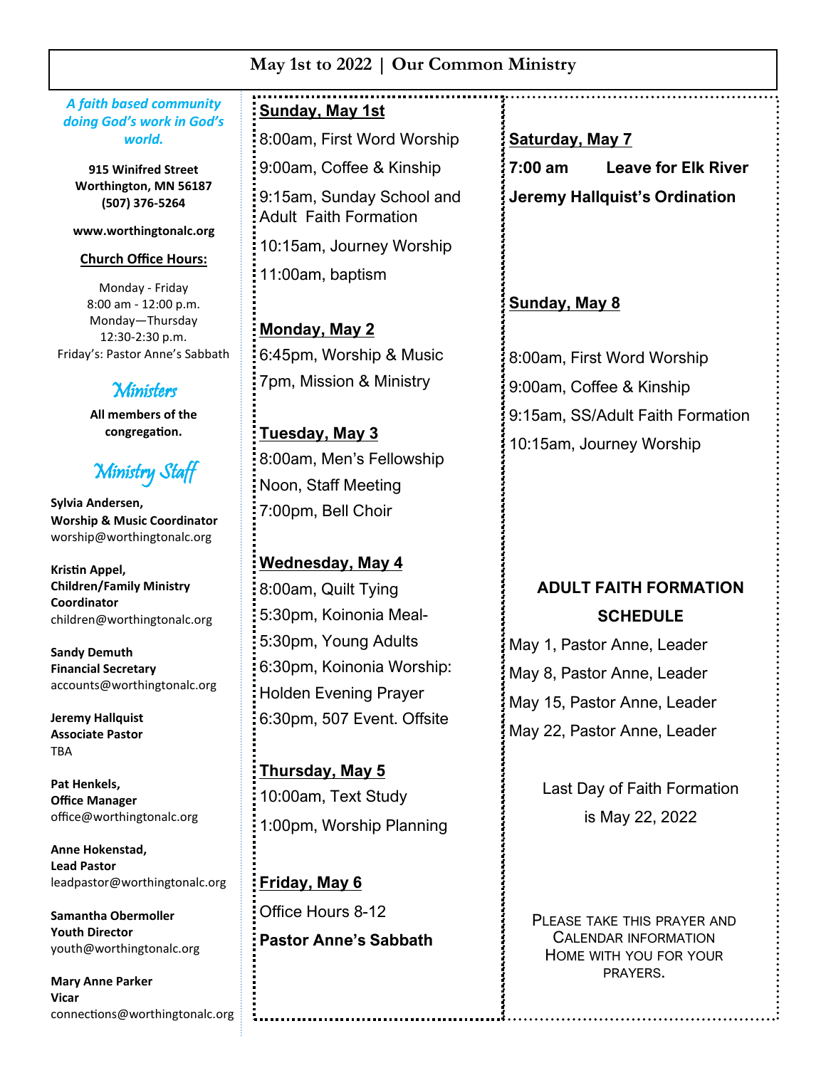# May 1st to 2022 | Our Common Ministry

*A faith based community doing God's work in God's world.*

**915 Winifred Street**
**Worthington, MN 56187**
**(507) 376-5264**

**www.worthingtonalc.org**

**Church Office Hours:**

Monday - Friday
8:00 am - 12:00 p.m.
Monday—Thursday
12:30-2:30 p.m.
Friday's: Pastor Anne's Sabbath

## Ministers

**All members of the congregation.**

## Ministry Staff

**Sylvia Andersen,**
**Worship & Music Coordinator**
worship@worthingtonalc.org

**Kristin Appel,**
**Children/Family Ministry Coordinator**
children@worthingtonalc.org

**Sandy Demuth**
**Financial Secretary**
accounts@worthingtonalc.org

**Jeremy Hallquist**
**Associate Pastor**
TBA

**Pat Henkels,**
**Office Manager**
office@worthingtonalc.org

**Anne Hokenstad,**
**Lead Pastor**
leadpastor@worthingtonalc.org

**Samantha Obermoller**
**Youth Director**
youth@worthingtonalc.org

**Mary Anne Parker**
**Vicar**
connections@worthingtonalc.org

**Sunday, May 1st**

8:00am, First Word Worship
9:00am, Coffee & Kinship
9:15am, Sunday School and Adult Faith Formation
10:15am, Journey Worship
11:00am, baptism

**Monday, May 2**

6:45pm, Worship & Music
7pm, Mission & Ministry

**Tuesday, May 3**

8:00am, Men's Fellowship
Noon, Staff Meeting
7:00pm, Bell Choir

**Wednesday, May 4**

8:00am, Quilt Tying
5:30pm, Koinonia Meal-
5:30pm, Young Adults
6:30pm, Koinonia Worship: Holden Evening Prayer
6:30pm, 507 Event. Offsite

**Thursday, May 5**

10:00am, Text Study
1:00pm, Worship Planning

**Friday, May 6**

Office Hours 8-12
**Pastor Anne's Sabbath**

**Saturday, May 7**

**7:00 am Leave for Elk River**
**Jeremy Hallquist's Ordination**

**Sunday, May 8**

8:00am, First Word Worship
9:00am, Coffee & Kinship
9:15am, SS/Adult Faith Formation
10:15am, Journey Worship

**ADULT FAITH FORMATION SCHEDULE**

May 1, Pastor Anne, Leader
May 8, Pastor Anne, Leader
May 15, Pastor Anne, Leader
May 22, Pastor Anne, Leader

Last Day of Faith Formation is May 22, 2022

PLEASE TAKE THIS PRAYER AND CALENDAR INFORMATION HOME WITH YOU FOR YOUR PRAYERS.